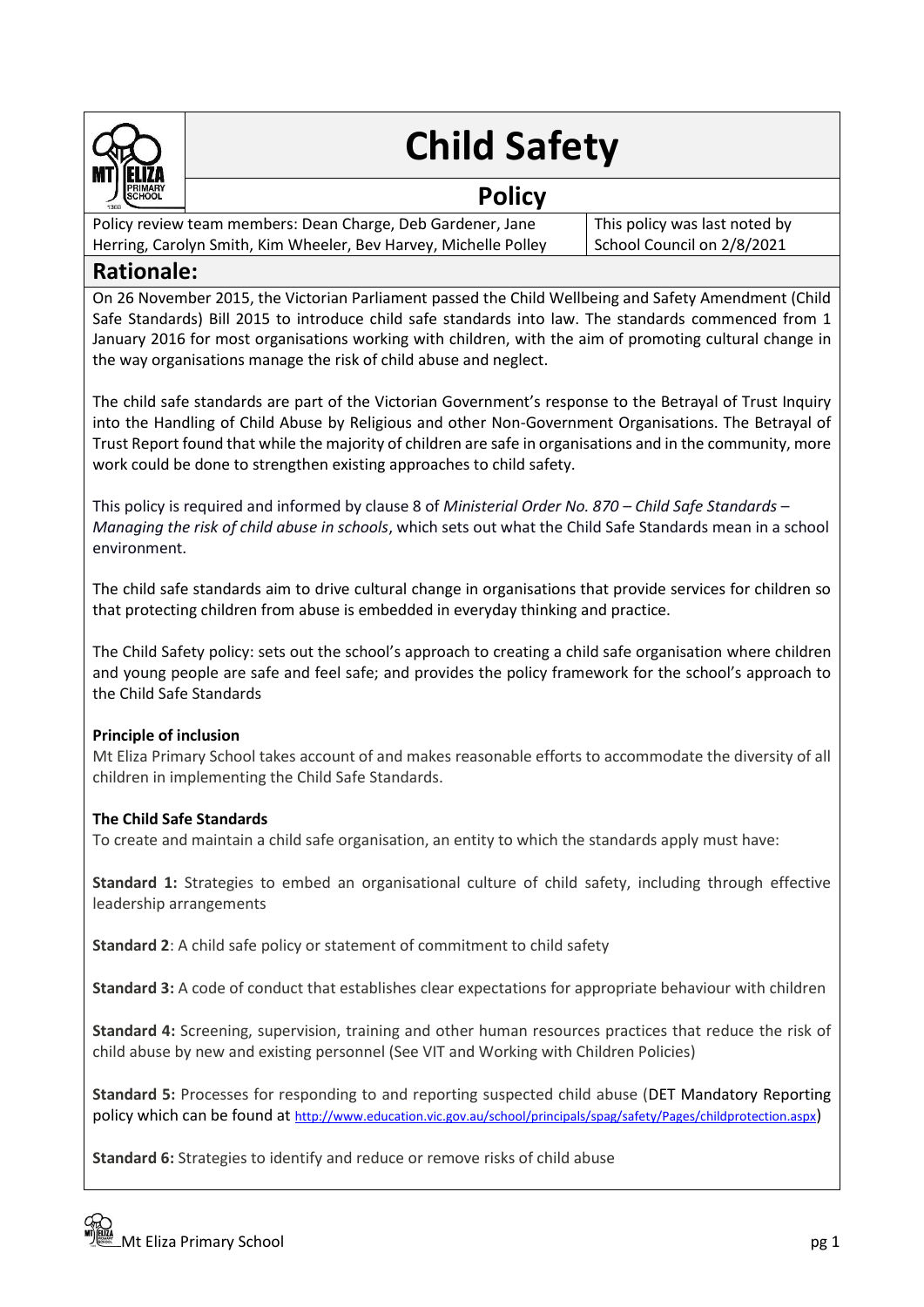# Child Safety

## Policy

| Policy review team members: Dean Charge, Deb Gardener, Jane Herring, Carolyn Smith, Kim Wheeler, Bev Harvey, Michelle Polley | This policy was last noted by School Council on 2/8/2021 |
| --- | --- |

## Rationale:

On 26 November 2015, the Victorian Parliament passed the Child Wellbeing and Safety Amendment (Child Safe Standards) Bill 2015 to introduce child safe standards into law. The standards commenced from 1 January 2016 for most organisations working with children, with the aim of promoting cultural change in the way organisations manage the risk of child abuse and neglect.

The child safe standards are part of the Victorian Government's response to the Betrayal of Trust Inquiry into the Handling of Child Abuse by Religious and other Non-Government Organisations. The Betrayal of Trust Report found that while the majority of children are safe in organisations and in the community, more work could be done to strengthen existing approaches to child safety.

This policy is required and informed by clause 8 of *Ministerial Order No. 870 – Child Safe Standards – Managing the risk of child abuse in schools*, which sets out what the Child Safe Standards mean in a school environment.

The child safe standards aim to drive cultural change in organisations that provide services for children so that protecting children from abuse is embedded in everyday thinking and practice.

The Child Safety policy: sets out the school's approach to creating a child safe organisation where children and young people are safe and feel safe; and provides the policy framework for the school's approach to the Child Safe Standards

**Principle of inclusion**

Mt Eliza Primary School takes account of and makes reasonable efforts to accommodate the diversity of all children in implementing the Child Safe Standards.

**The Child Safe Standards**

To create and maintain a child safe organisation, an entity to which the standards apply must have:

**Standard 1:** Strategies to embed an organisational culture of child safety, including through effective leadership arrangements

**Standard 2**: A child safe policy or statement of commitment to child safety

**Standard 3:** A code of conduct that establishes clear expectations for appropriate behaviour with children

**Standard 4:** Screening, supervision, training and other human resources practices that reduce the risk of child abuse by new and existing personnel (See VIT and Working with Children Policies)

**Standard 5:** Processes for responding to and reporting suspected child abuse (DET Mandatory Reporting policy which can be found at http://www.education.vic.gov.au/school/principals/spag/safety/Pages/childprotection.aspx)

**Standard 6:** Strategies to identify and reduce or remove risks of child abuse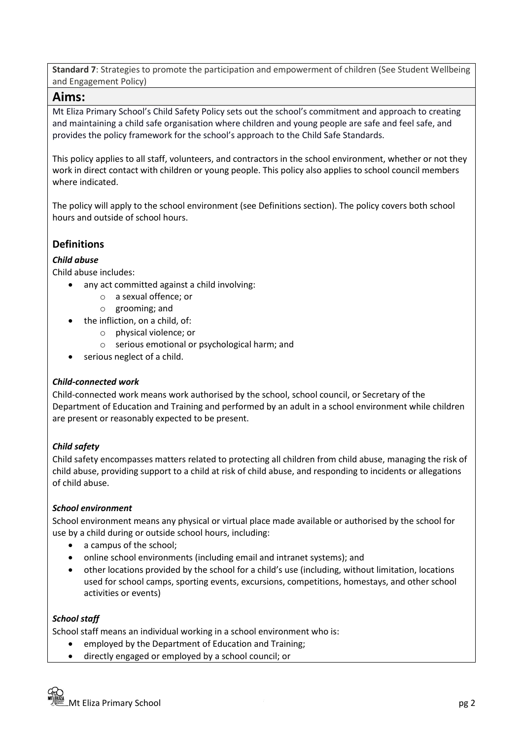**Standard 7**: Strategies to promote the participation and empowerment of children (See Student Wellbeing and Engagement Policy)

## Aims:

Mt Eliza Primary School's Child Safety Policy sets out the school's commitment and approach to creating and maintaining a child safe organisation where children and young people are safe and feel safe, and provides the policy framework for the school's approach to the Child Safe Standards.

This policy applies to all staff, volunteers, and contractors in the school environment, whether or not they work in direct contact with children or young people. This policy also applies to school council members where indicated.

The policy will apply to the school environment (see Definitions section). The policy covers both school hours and outside of school hours.

### Definitions

#### *Child abuse*

Child abuse includes:

- any act committed against a child involving:
    - a sexual offence; or
    - grooming; and
- the infliction, on a child, of:
    - physical violence; or
    - serious emotional or psychological harm; and
- serious neglect of a child.

#### *Child-connected work*

Child-connected work means work authorised by the school, school council, or Secretary of the Department of Education and Training and performed by an adult in a school environment while children are present or reasonably expected to be present.

#### *Child safety*

Child safety encompasses matters related to protecting all children from child abuse, managing the risk of child abuse, providing support to a child at risk of child abuse, and responding to incidents or allegations of child abuse.

#### *School environment*

School environment means any physical or virtual place made available or authorised by the school for use by a child during or outside school hours, including:

- a campus of the school;
- online school environments (including email and intranet systems); and
- other locations provided by the school for a child's use (including, without limitation, locations used for school camps, sporting events, excursions, competitions, homestays, and other school activities or events)

#### *School staff*

School staff means an individual working in a school environment who is:

- employed by the Department of Education and Training;
- directly engaged or employed by a school council; or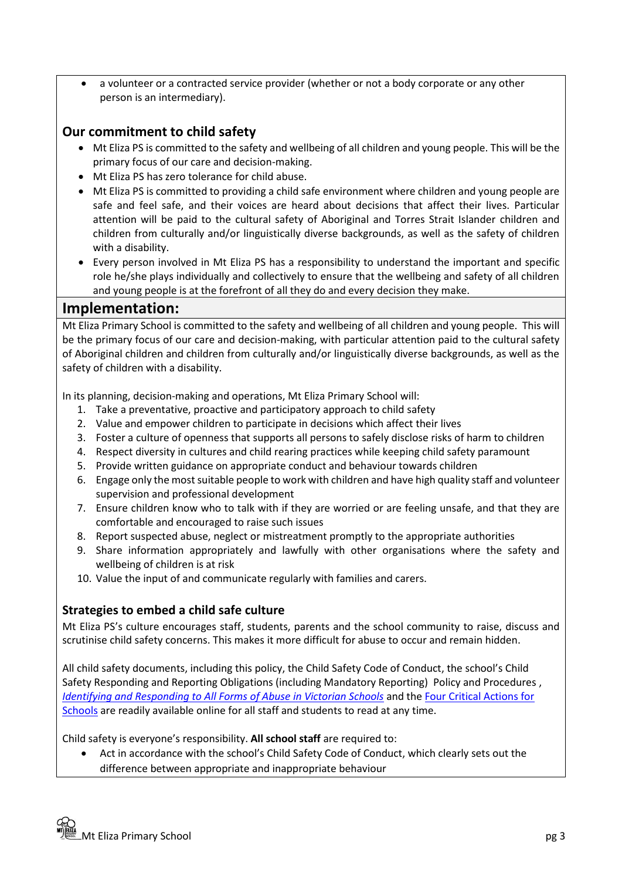- a volunteer or a contracted service provider (whether or not a body corporate or any other person is an intermediary).

### Our commitment to child safety

- Mt Eliza PS is committed to the safety and wellbeing of all children and young people. This will be the primary focus of our care and decision-making.
- Mt Eliza PS has zero tolerance for child abuse.
- Mt Eliza PS is committed to providing a child safe environment where children and young people are safe and feel safe, and their voices are heard about decisions that affect their lives. Particular attention will be paid to the cultural safety of Aboriginal and Torres Strait Islander children and children from culturally and/or linguistically diverse backgrounds, as well as the safety of children with a disability.
- Every person involved in Mt Eliza PS has a responsibility to understand the important and specific role he/she plays individually and collectively to ensure that the wellbeing and safety of all children and young people is at the forefront of all they do and every decision they make.

## Implementation:

Mt Eliza Primary School is committed to the safety and wellbeing of all children and young people. This will be the primary focus of our care and decision-making, with particular attention paid to the cultural safety of Aboriginal children and children from culturally and/or linguistically diverse backgrounds, as well as the safety of children with a disability.

In its planning, decision-making and operations, Mt Eliza Primary School will:

1. Take a preventative, proactive and participatory approach to child safety
2. Value and empower children to participate in decisions which affect their lives
3. Foster a culture of openness that supports all persons to safely disclose risks of harm to children
4. Respect diversity in cultures and child rearing practices while keeping child safety paramount
5. Provide written guidance on appropriate conduct and behaviour towards children
6. Engage only the most suitable people to work with children and have high quality staff and volunteer supervision and professional development
7. Ensure children know who to talk with if they are worried or are feeling unsafe, and that they are comfortable and encouraged to raise such issues
8. Report suspected abuse, neglect or mistreatment promptly to the appropriate authorities
9. Share information appropriately and lawfully with other organisations where the safety and wellbeing of children is at risk
10. Value the input of and communicate regularly with families and carers.

### Strategies to embed a child safe culture

Mt Eliza PS's culture encourages staff, students, parents and the school community to raise, discuss and scrutinise child safety concerns. This makes it more difficult for abuse to occur and remain hidden.

All child safety documents, including this policy, the Child Safety Code of Conduct, the school's Child Safety Responding and Reporting Obligations (including Mandatory Reporting) Policy and Procedures, *Identifying and Responding to All Forms of Abuse in Victorian Schools* and the Four Critical Actions for Schools are readily available online for all staff and students to read at any time.

Child safety is everyone's responsibility. **All school staff** are required to:

- Act in accordance with the school's Child Safety Code of Conduct, which clearly sets out the difference between appropriate and inappropriate behaviour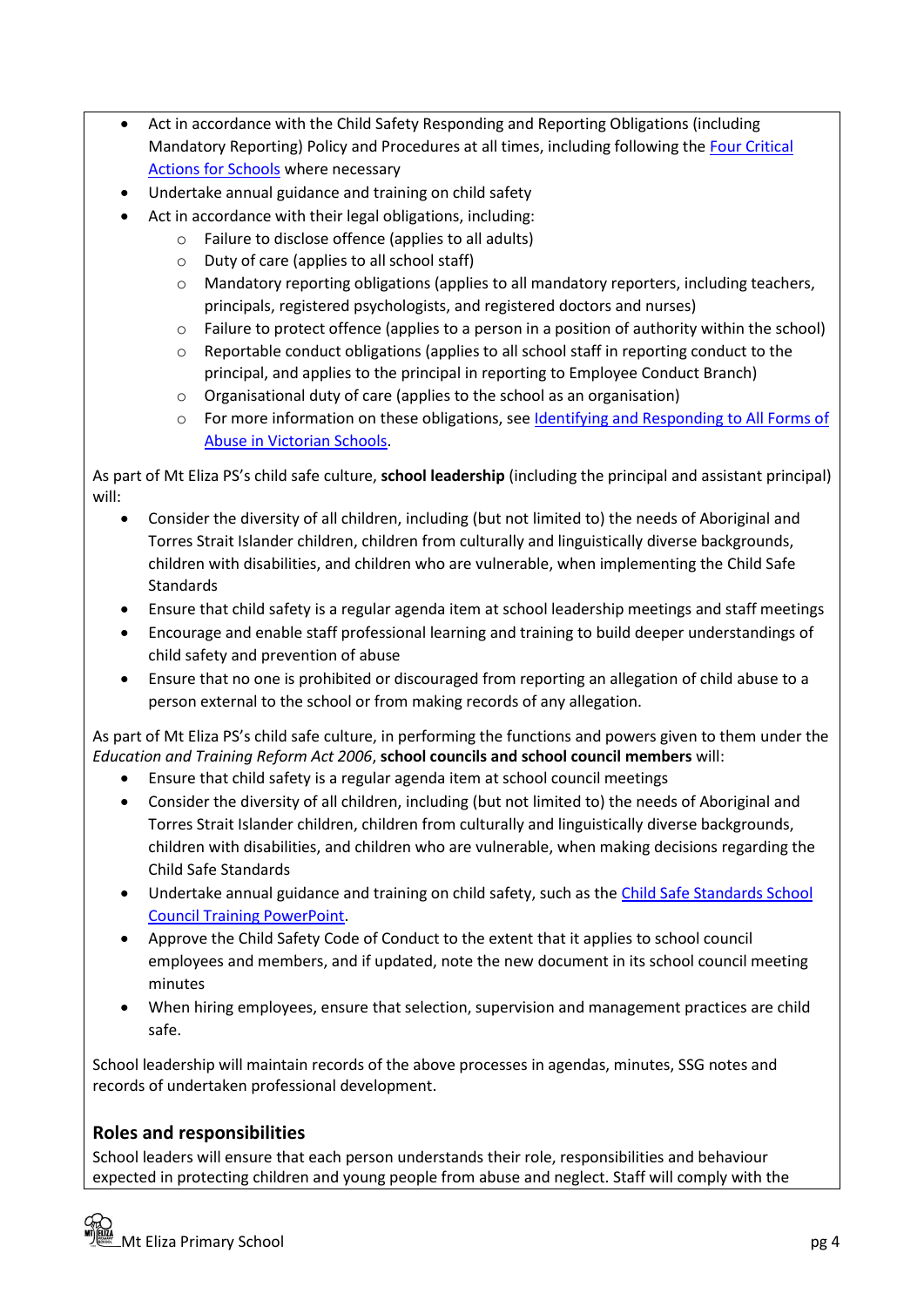- Act in accordance with the Child Safety Responding and Reporting Obligations (including Mandatory Reporting) Policy and Procedures at all times, including following the Four Critical Actions for Schools where necessary
- Undertake annual guidance and training on child safety
- Act in accordance with their legal obligations, including:
    - Failure to disclose offence (applies to all adults)
    - Duty of care (applies to all school staff)
    - Mandatory reporting obligations (applies to all mandatory reporters, including teachers, principals, registered psychologists, and registered doctors and nurses)
    - Failure to protect offence (applies to a person in a position of authority within the school)
    - Reportable conduct obligations (applies to all school staff in reporting conduct to the principal, and applies to the principal in reporting to Employee Conduct Branch)
    - Organisational duty of care (applies to the school as an organisation)
    - For more information on these obligations, see Identifying and Responding to All Forms of Abuse in Victorian Schools.

As part of Mt Eliza PS's child safe culture, **school leadership** (including the principal and assistant principal) will:

- Consider the diversity of all children, including (but not limited to) the needs of Aboriginal and Torres Strait Islander children, children from culturally and linguistically diverse backgrounds, children with disabilities, and children who are vulnerable, when implementing the Child Safe Standards
- Ensure that child safety is a regular agenda item at school leadership meetings and staff meetings
- Encourage and enable staff professional learning and training to build deeper understandings of child safety and prevention of abuse
- Ensure that no one is prohibited or discouraged from reporting an allegation of child abuse to a person external to the school or from making records of any allegation.

As part of Mt Eliza PS's child safe culture, in performing the functions and powers given to them under the *Education and Training Reform Act 2006*, **school councils and school council members** will:

- Ensure that child safety is a regular agenda item at school council meetings
- Consider the diversity of all children, including (but not limited to) the needs of Aboriginal and Torres Strait Islander children, children from culturally and linguistically diverse backgrounds, children with disabilities, and children who are vulnerable, when making decisions regarding the Child Safe Standards
- Undertake annual guidance and training on child safety, such as the Child Safe Standards School Council Training PowerPoint.
- Approve the Child Safety Code of Conduct to the extent that it applies to school council employees and members, and if updated, note the new document in its school council meeting minutes
- When hiring employees, ensure that selection, supervision and management practices are child safe.

School leadership will maintain records of the above processes in agendas, minutes, SSG notes and records of undertaken professional development.

## Roles and responsibilities

School leaders will ensure that each person understands their role, responsibilities and behaviour expected in protecting children and young people from abuse and neglect. Staff will comply with the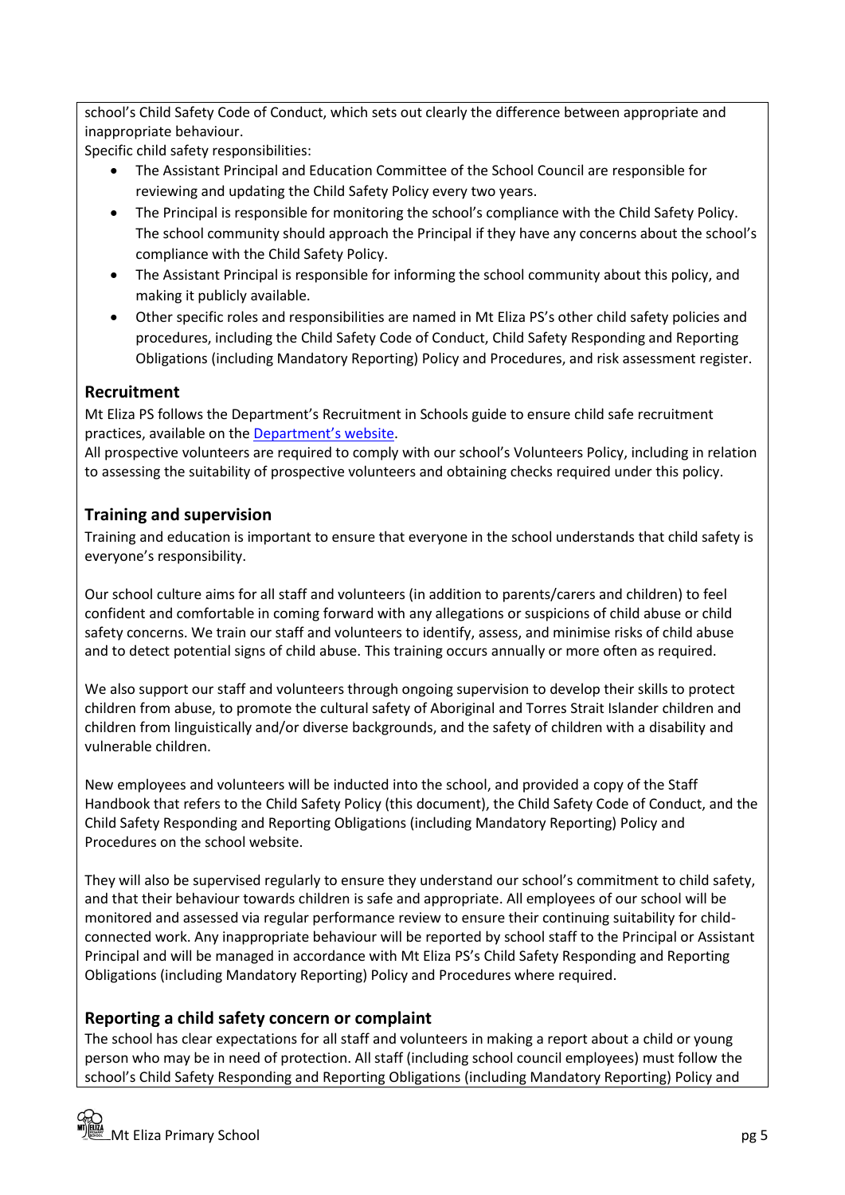school's Child Safety Code of Conduct, which sets out clearly the difference between appropriate and inappropriate behaviour.

Specific child safety responsibilities:

- The Assistant Principal and Education Committee of the School Council are responsible for reviewing and updating the Child Safety Policy every two years.
- The Principal is responsible for monitoring the school's compliance with the Child Safety Policy. The school community should approach the Principal if they have any concerns about the school's compliance with the Child Safety Policy.
- The Assistant Principal is responsible for informing the school community about this policy, and making it publicly available.
- Other specific roles and responsibilities are named in Mt Eliza PS's other child safety policies and procedures, including the Child Safety Code of Conduct, Child Safety Responding and Reporting Obligations (including Mandatory Reporting) Policy and Procedures, and risk assessment register.

## Recruitment

Mt Eliza PS follows the Department's Recruitment in Schools guide to ensure child safe recruitment practices, available on the Department's website.

All prospective volunteers are required to comply with our school's Volunteers Policy, including in relation to assessing the suitability of prospective volunteers and obtaining checks required under this policy.

## Training and supervision

Training and education is important to ensure that everyone in the school understands that child safety is everyone's responsibility.

Our school culture aims for all staff and volunteers (in addition to parents/carers and children) to feel confident and comfortable in coming forward with any allegations or suspicions of child abuse or child safety concerns. We train our staff and volunteers to identify, assess, and minimise risks of child abuse and to detect potential signs of child abuse. This training occurs annually or more often as required.

We also support our staff and volunteers through ongoing supervision to develop their skills to protect children from abuse, to promote the cultural safety of Aboriginal and Torres Strait Islander children and children from linguistically and/or diverse backgrounds, and the safety of children with a disability and vulnerable children.

New employees and volunteers will be inducted into the school, and provided a copy of the Staff Handbook that refers to the Child Safety Policy (this document), the Child Safety Code of Conduct, and the Child Safety Responding and Reporting Obligations (including Mandatory Reporting) Policy and Procedures on the school website.

They will also be supervised regularly to ensure they understand our school's commitment to child safety, and that their behaviour towards children is safe and appropriate. All employees of our school will be monitored and assessed via regular performance review to ensure their continuing suitability for child-connected work. Any inappropriate behaviour will be reported by school staff to the Principal or Assistant Principal and will be managed in accordance with Mt Eliza PS's Child Safety Responding and Reporting Obligations (including Mandatory Reporting) Policy and Procedures where required.

## Reporting a child safety concern or complaint

The school has clear expectations for all staff and volunteers in making a report about a child or young person who may be in need of protection. All staff (including school council employees) must follow the school's Child Safety Responding and Reporting Obligations (including Mandatory Reporting) Policy and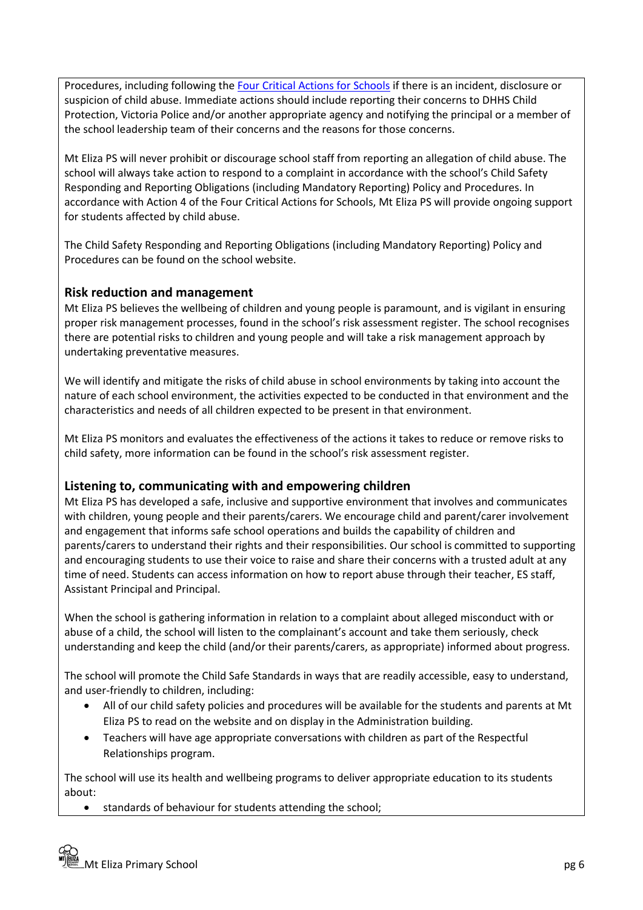Procedures, including following the [Four Critical Actions for Schools](#) if there is an incident, disclosure or suspicion of child abuse. Immediate actions should include reporting their concerns to DHHS Child Protection, Victoria Police and/or another appropriate agency and notifying the principal or a member of the school leadership team of their concerns and the reasons for those concerns.

Mt Eliza PS will never prohibit or discourage school staff from reporting an allegation of child abuse. The school will always take action to respond to a complaint in accordance with the school's Child Safety Responding and Reporting Obligations (including Mandatory Reporting) Policy and Procedures. In accordance with Action 4 of the Four Critical Actions for Schools, Mt Eliza PS will provide ongoing support for students affected by child abuse.

The Child Safety Responding and Reporting Obligations (including Mandatory Reporting) Policy and Procedures can be found on the school website.

## Risk reduction and management

Mt Eliza PS believes the wellbeing of children and young people is paramount, and is vigilant in ensuring proper risk management processes, found in the school's risk assessment register. The school recognises there are potential risks to children and young people and will take a risk management approach by undertaking preventative measures.

We will identify and mitigate the risks of child abuse in school environments by taking into account the nature of each school environment, the activities expected to be conducted in that environment and the characteristics and needs of all children expected to be present in that environment.

Mt Eliza PS monitors and evaluates the effectiveness of the actions it takes to reduce or remove risks to child safety, more information can be found in the school's risk assessment register.

## Listening to, communicating with and empowering children

Mt Eliza PS has developed a safe, inclusive and supportive environment that involves and communicates with children, young people and their parents/carers. We encourage child and parent/carer involvement and engagement that informs safe school operations and builds the capability of children and parents/carers to understand their rights and their responsibilities. Our school is committed to supporting and encouraging students to use their voice to raise and share their concerns with a trusted adult at any time of need. Students can access information on how to report abuse through their teacher, ES staff, Assistant Principal and Principal.

When the school is gathering information in relation to a complaint about alleged misconduct with or abuse of a child, the school will listen to the complainant's account and take them seriously, check understanding and keep the child (and/or their parents/carers, as appropriate) informed about progress.

The school will promote the Child Safe Standards in ways that are readily accessible, easy to understand, and user-friendly to children, including:

- All of our child safety policies and procedures will be available for the students and parents at Mt Eliza PS to read on the website and on display in the Administration building.
- Teachers will have age appropriate conversations with children as part of the Respectful Relationships program.

The school will use its health and wellbeing programs to deliver appropriate education to its students about:

- standards of behaviour for students attending the school;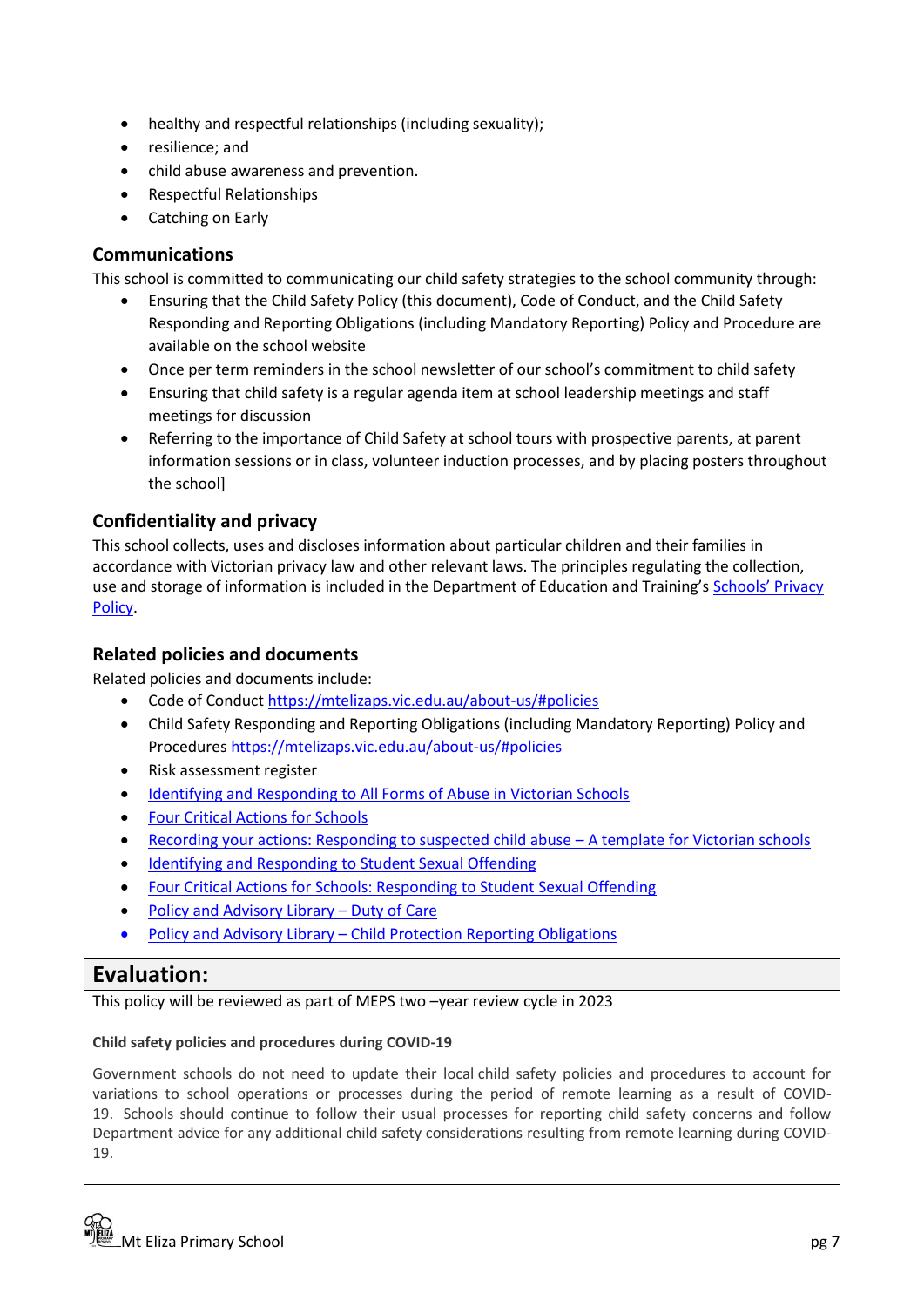- healthy and respectful relationships (including sexuality);
- resilience; and
- child abuse awareness and prevention.
- Respectful Relationships
- Catching on Early

### Communications

This school is committed to communicating our child safety strategies to the school community through:

- Ensuring that the Child Safety Policy (this document), Code of Conduct, and the Child Safety Responding and Reporting Obligations (including Mandatory Reporting) Policy and Procedure are available on the school website
- Once per term reminders in the school newsletter of our school's commitment to child safety
- Ensuring that child safety is a regular agenda item at school leadership meetings and staff meetings for discussion
- Referring to the importance of Child Safety at school tours with prospective parents, at parent information sessions or in class, volunteer induction processes, and by placing posters throughout the school]

### Confidentiality and privacy

This school collects, uses and discloses information about particular children and their families in accordance with Victorian privacy law and other relevant laws. The principles regulating the collection, use and storage of information is included in the Department of Education and Training's Schools' Privacy Policy.

### Related policies and documents

Related policies and documents include:

- Code of Conduct https://mtelizaps.vic.edu.au/about-us/#policies
- Child Safety Responding and Reporting Obligations (including Mandatory Reporting) Policy and Procedures https://mtelizaps.vic.edu.au/about-us/#policies
- Risk assessment register
- Identifying and Responding to All Forms of Abuse in Victorian Schools
- Four Critical Actions for Schools
- Recording your actions: Responding to suspected child abuse – A template for Victorian schools
- Identifying and Responding to Student Sexual Offending
- Four Critical Actions for Schools: Responding to Student Sexual Offending
- Policy and Advisory Library – Duty of Care
- Policy and Advisory Library – Child Protection Reporting Obligations

## Evaluation:

This policy will be reviewed as part of MEPS two –year review cycle in 2023

**Child safety policies and procedures during COVID-19**

Government schools do not need to update their local child safety policies and procedures to account for variations to school operations or processes during the period of remote learning as a result of COVID-19. Schools should continue to follow their usual processes for reporting child safety concerns and follow Department advice for any additional child safety considerations resulting from remote learning during COVID-19.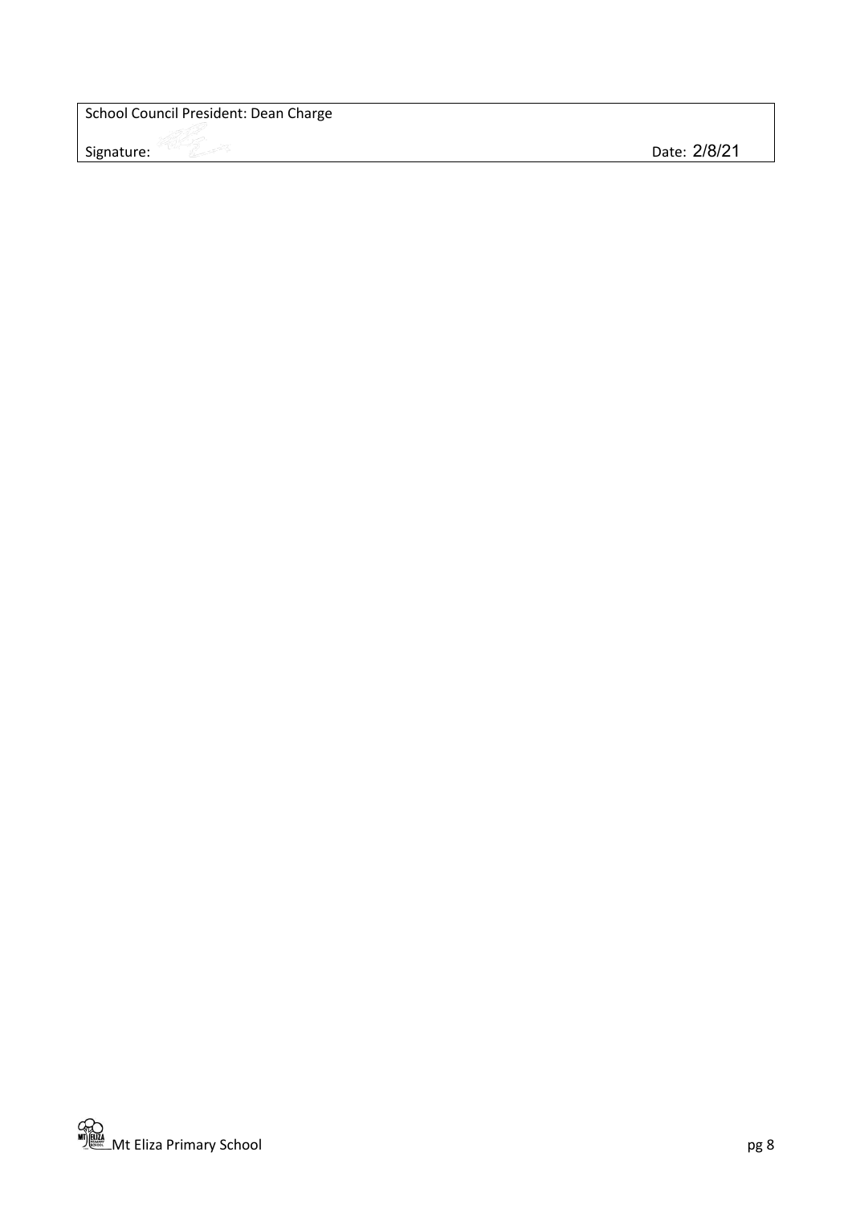| School Council President: Dean Charge | |
| --- | --- |
| Signature: | Date: 2/8/21 |